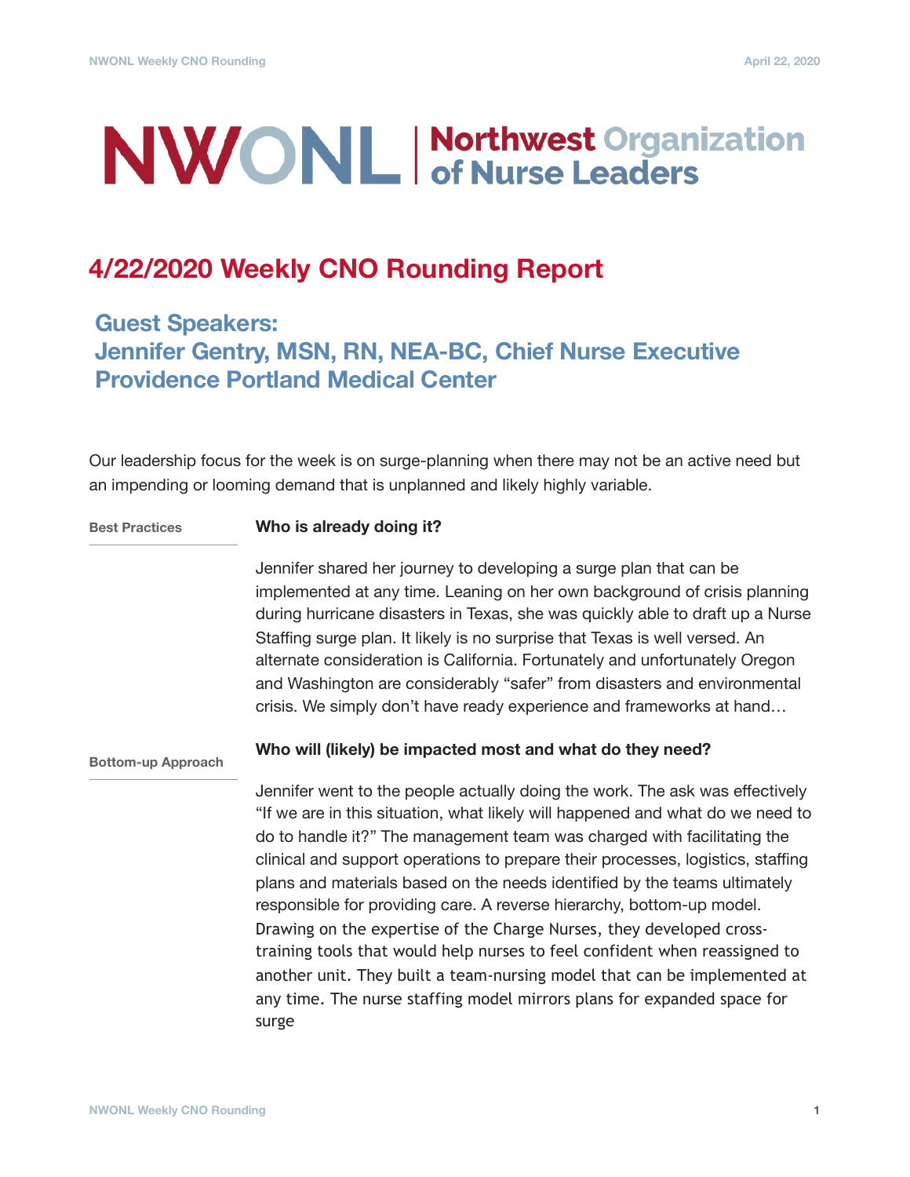# NWONL | Northwest Organization of Nurse Leaders

## 4/22/2020 Weekly CNO Rounding Report

### Guest Speakers:
### Jennifer Gentry, MSN, RN, NEA-BC, Chief Nurse Executive
### Providence Portland Medical Center

Our leadership focus for the week is on surge-planning when there may not be an active need but an impending or looming demand that is unplanned and likely highly variable.

**Best Practices**

**Who is already doing it?**

Jennifer shared her journey to developing a surge plan that can be implemented at any time. Leaning on her own background of crisis planning during hurricane disasters in Texas, she was quickly able to draft up a Nurse Staffing surge plan. It likely is no surprise that Texas is well versed. An alternate consideration is California. Fortunately and unfortunately Oregon and Washington are considerably “safer” from disasters and environmental crisis. We simply don’t have ready experience and frameworks at hand…

**Bottom-up Approach**

**Who will (likely) be impacted most and what do they need?**

Jennifer went to the people actually doing the work. The ask was effectively “If we are in this situation, what likely will happened and what do we need to do to handle it?” The management team was charged with facilitating the clinical and support operations to prepare their processes, logistics, staffing plans and materials based on the needs identified by the teams ultimately responsible for providing care. A reverse hierarchy, bottom-up model. Drawing on the expertise of the Charge Nurses, they developed cross-training tools that would help nurses to feel confident when reassigned to another unit. They built a team-nursing model that can be implemented at any time. The nurse staffing model mirrors plans for expanded space for surge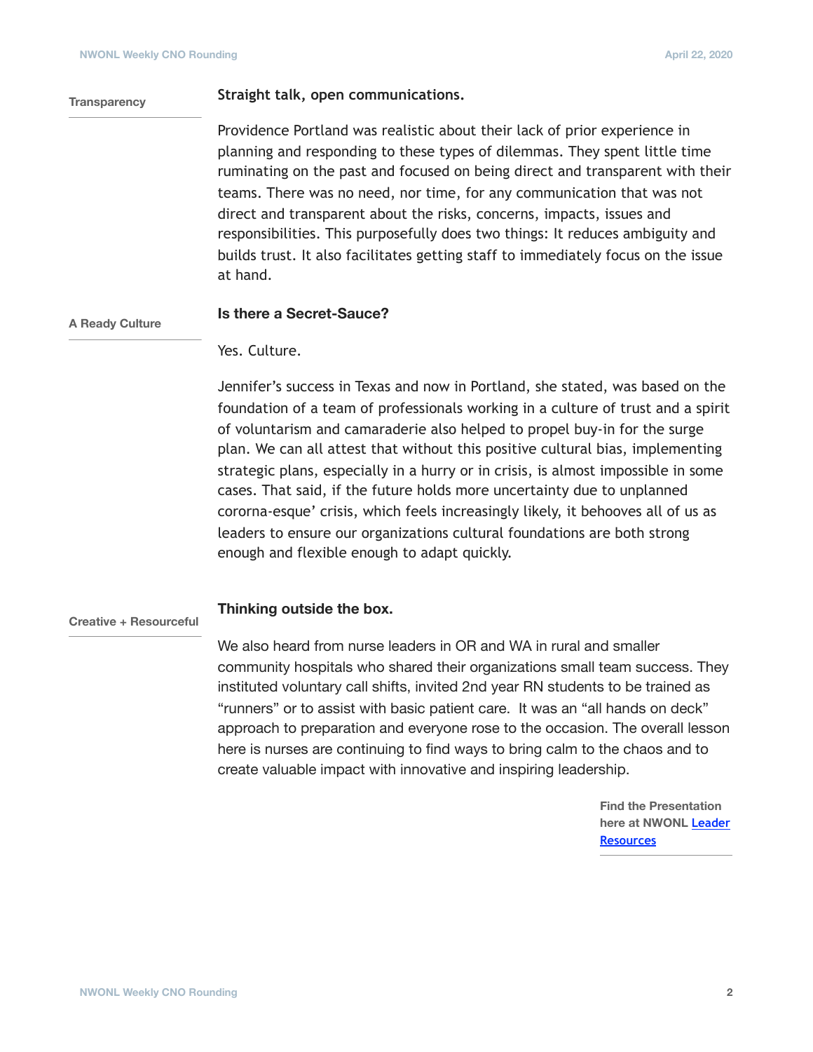**Transparency**

## Straight talk, open communications.

Providence Portland was realistic about their lack of prior experience in planning and responding to these types of dilemmas. They spent little time ruminating on the past and focused on being direct and transparent with their teams. There was no need, nor time, for any communication that was not direct and transparent about the risks, concerns, impacts, issues and responsibilities. This purposefully does two things: It reduces ambiguity and builds trust. It also facilitates getting staff to immediately focus on the issue at hand.

**A Ready Culture**

## Is there a Secret-Sauce?

Yes. Culture.

Jennifer's success in Texas and now in Portland, she stated, was based on the foundation of a team of professionals working in a culture of trust and a spirit of voluntarism and camaraderie also helped to propel buy-in for the surge plan. We can all attest that without this positive cultural bias, implementing strategic plans, especially in a hurry or in crisis, is almost impossible in some cases. That said, if the future holds more uncertainty due to unplanned cororna-esque' crisis, which feels increasingly likely, it behooves all of us as leaders to ensure our organizations cultural foundations are both strong enough and flexible enough to adapt quickly.

**Creative + Resourceful**

## Thinking outside the box.

We also heard from nurse leaders in OR and WA in rural and smaller community hospitals who shared their organizations small team success. They instituted voluntary call shifts, invited 2nd year RN students to be trained as "runners" or to assist with basic patient care. It was an "all hands on deck" approach to preparation and everyone rose to the occasion. The overall lesson here is nurses are continuing to find ways to bring calm to the chaos and to create valuable impact with innovative and inspiring leadership.

**Find the Presentation here at NWONL [Leader Resources]**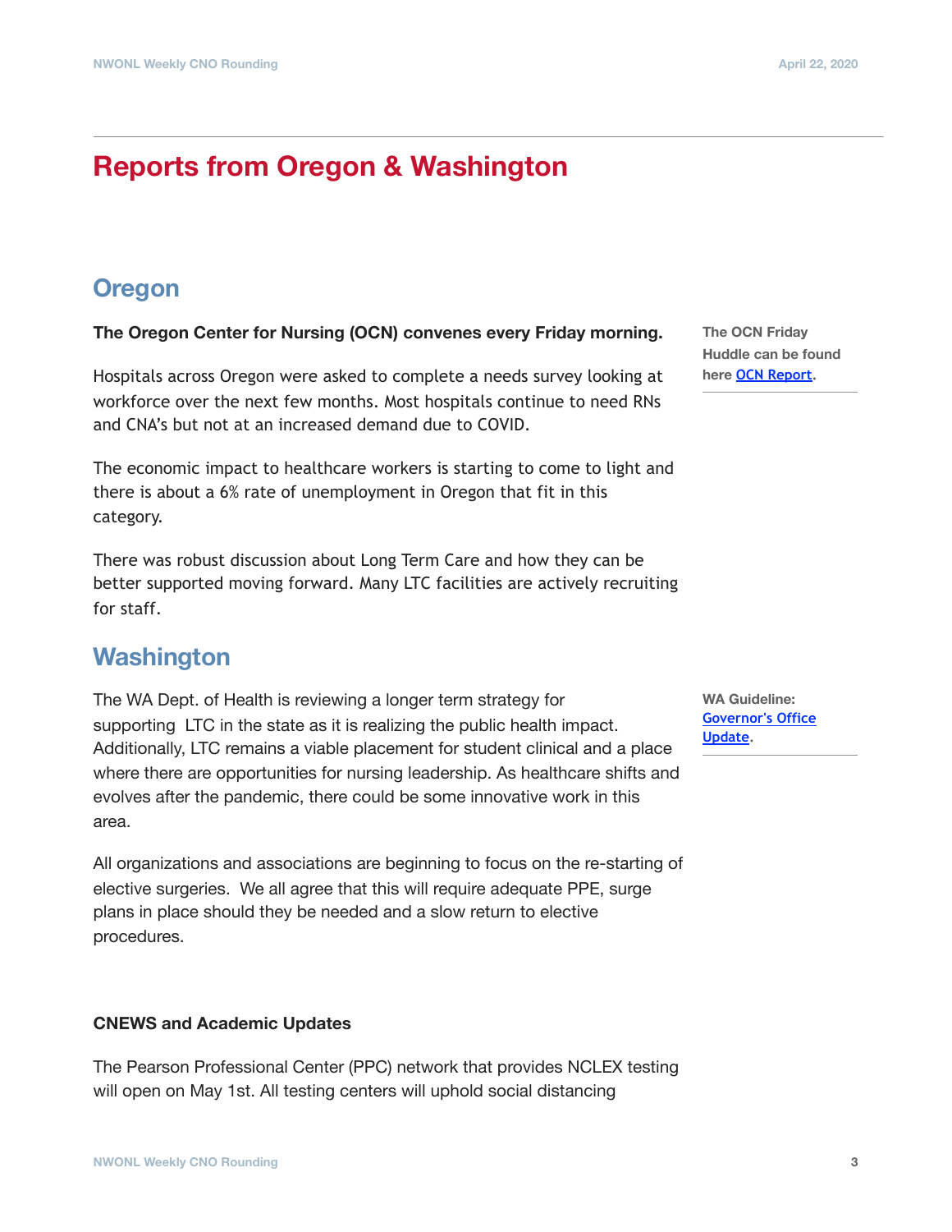# Reports from Oregon & Washington

## Oregon

**The Oregon Center for Nursing (OCN) convenes every Friday morning.**

Hospitals across Oregon were asked to complete a needs survey looking at workforce over the next few months. Most hospitals continue to need RNs and CNA's but not at an increased demand due to COVID.

The economic impact to healthcare workers is starting to come to light and there is about a 6% rate of unemployment in Oregon that fit in this category.

There was robust discussion about Long Term Care and how they can be better supported moving forward. Many LTC facilities are actively recruiting for staff.

**The OCN Friday Huddle can be found here [OCN Report](OCN Report).**

## Washington

The WA Dept. of Health is reviewing a longer term strategy for supporting LTC in the state as it is realizing the public health impact. Additionally, LTC remains a viable placement for student clinical and a place where there are opportunities for nursing leadership. As healthcare shifts and evolves after the pandemic, there could be some innovative work in this area.

All organizations and associations are beginning to focus on the re-starting of elective surgeries. We all agree that this will require adequate PPE, surge plans in place should they be needed and a slow return to elective procedures.

**WA Guideline: [Governor's Office Update](Governor's Office Update).**

### CNEWS and Academic Updates

The Pearson Professional Center (PPC) network that provides NCLEX testing will open on May 1st. All testing centers will uphold social distancing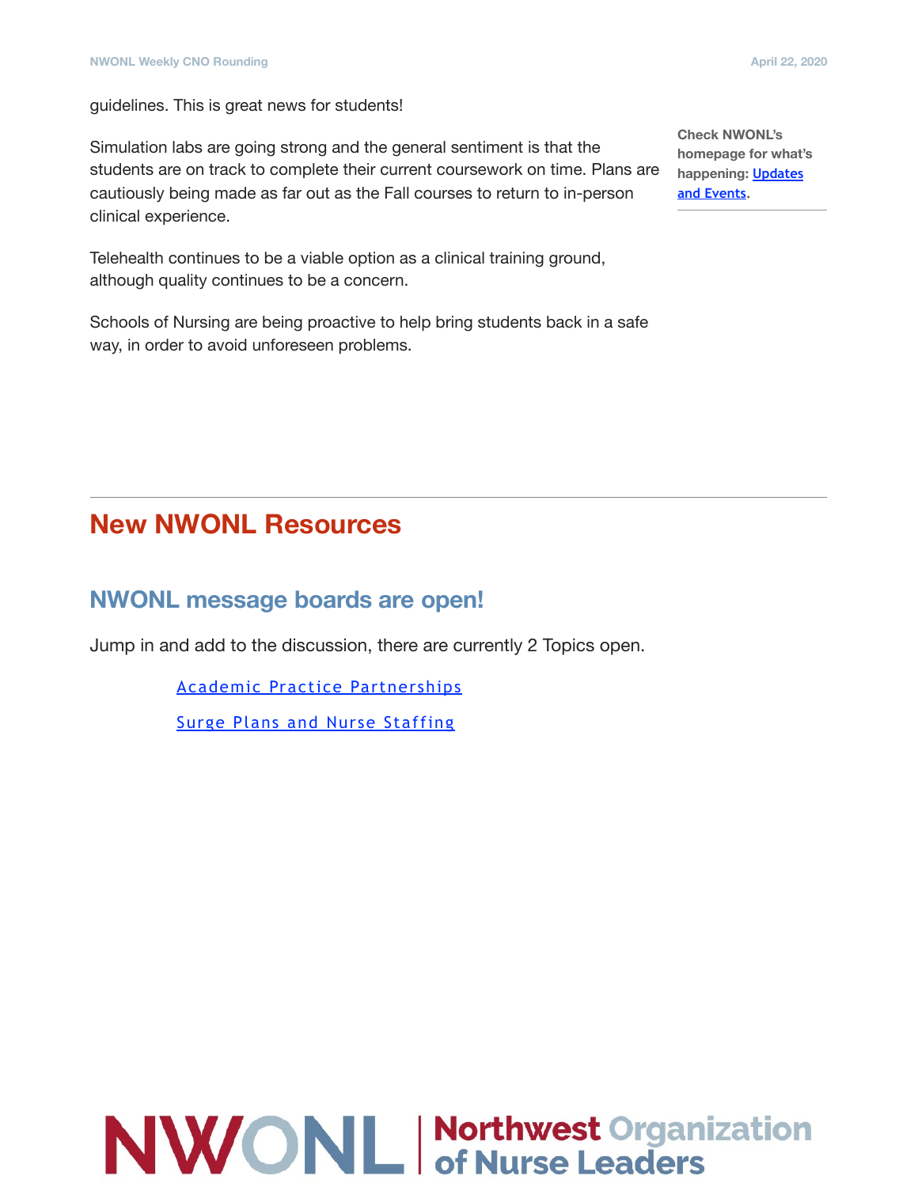guidelines. This is great news for students!

Simulation labs are going strong and the general sentiment is that the students are on track to complete their current coursework on time. Plans are cautiously being made as far out as the Fall courses to return to in-person clinical experience.

Telehealth continues to be a viable option as a clinical training ground, although quality continues to be a concern.

Schools of Nursing are being proactive to help bring students back in a safe way, in order to avoid unforeseen problems.

**Check NWONL's homepage for what's happening: Updates and Events.**

---

# New NWONL Resources

## NWONL message boards are open!

Jump in and add to the discussion, there are currently 2 Topics open.

Academic Practice Partnerships

Surge Plans and Nurse Staffing

NWONL | Northwest Organization of Nurse Leaders